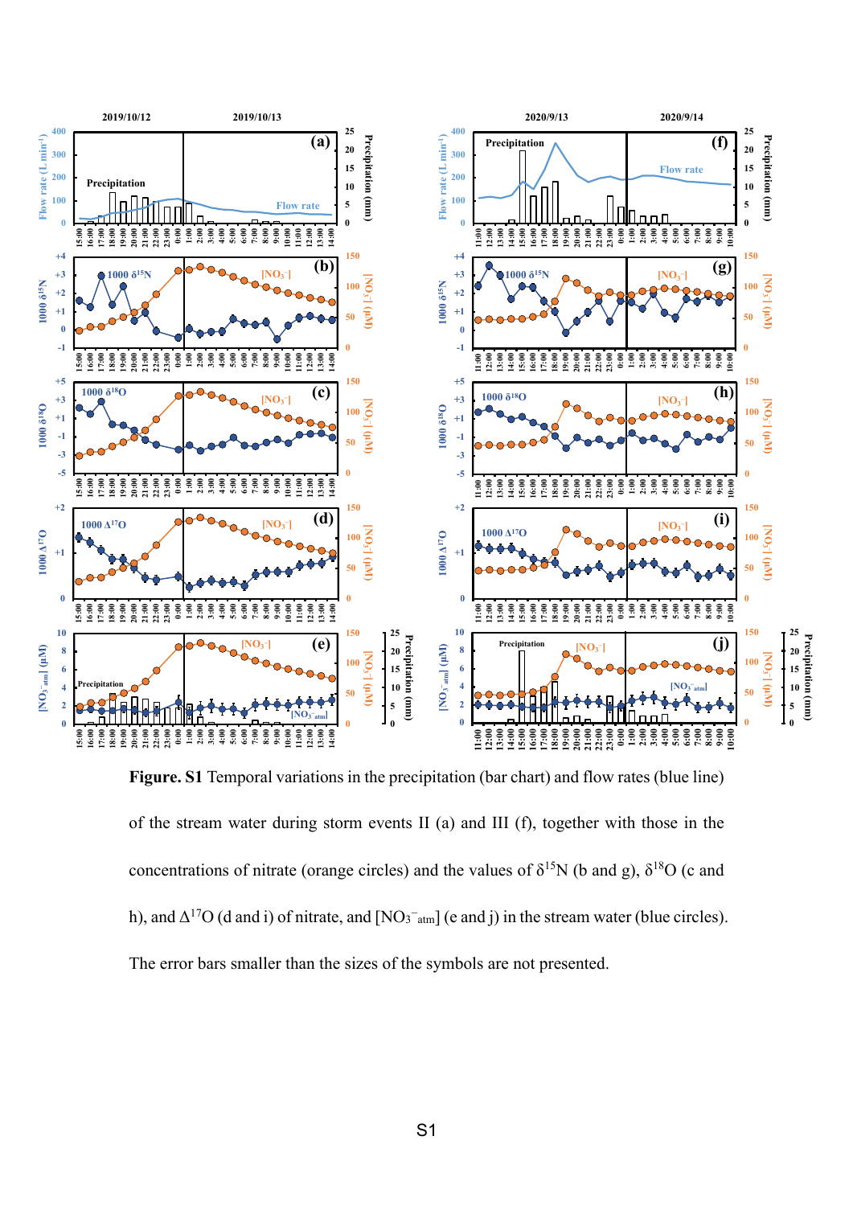**Figure. S1** Temporal variations in the precipitation (bar chart) and flow rates (blue line) of the stream water during storm events II (a) and III (f), together with those in the concentrations of nitrate (orange circles) and the values of $\delta^{15}N$ (b and g), $\delta^{18}O$ (c and h), and $\Delta^{17}O$ (d and i) of nitrate, and $[NO_3^-{}_{atm}]$ (e and j) in the stream water (blue circles). The error bars smaller than the sizes of the symbols are not presented.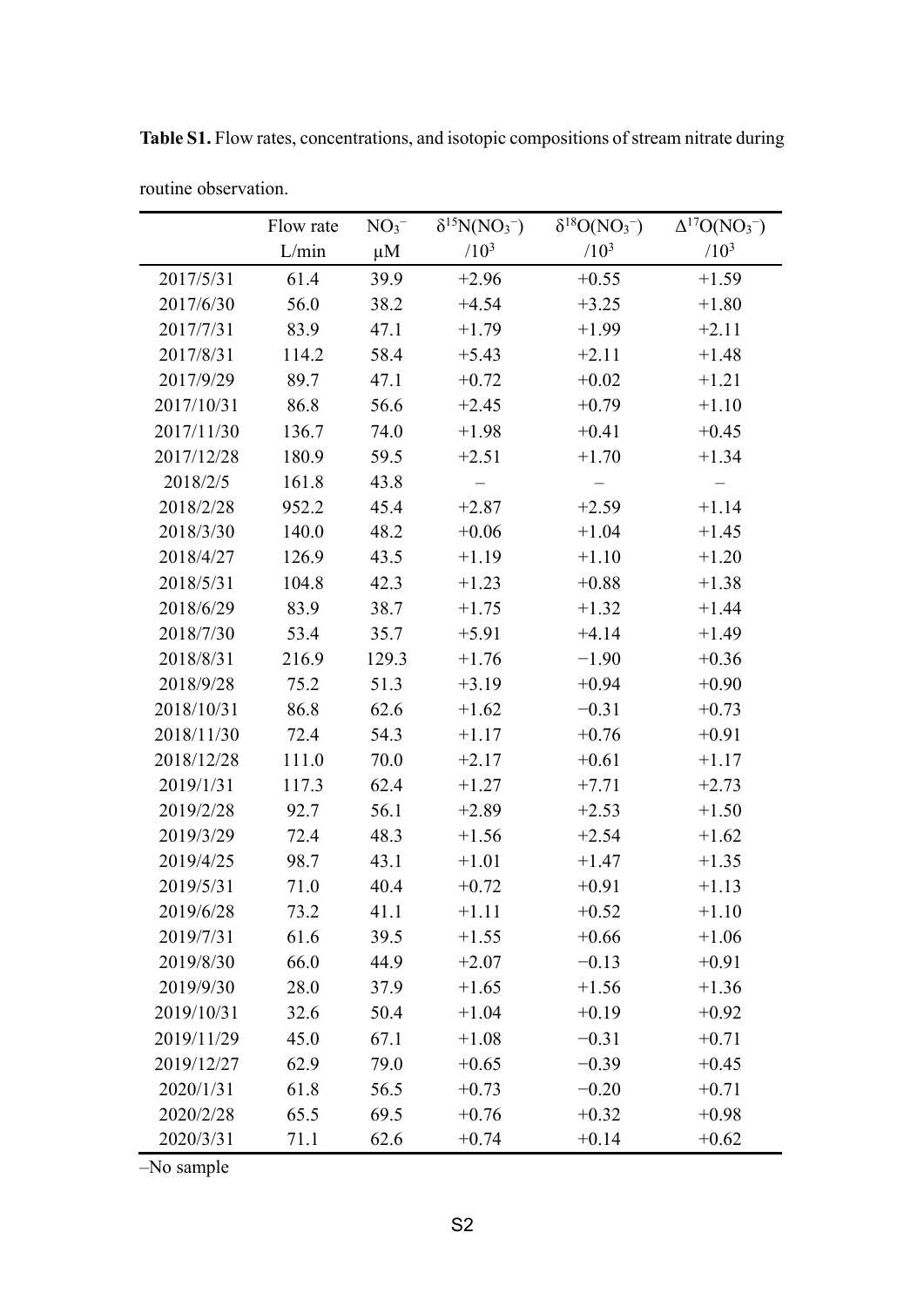**Table S1.** Flow rates, concentrations, and isotopic compositions of stream nitrate during routine observation.

| | Flow rate | $NO_3^-$ | $\delta^{15}N(NO_3^-)$ | $\delta^{18}O(NO_3^-)$ | $\Delta^{17}O(NO_3^-)$ |
|---|---|---|---|---|---|
| | L/min | μM | $/10^3$ | $/10^3$ | $/10^3$ |
| 2017/5/31 | 61.4 | 39.9 | +2.96 | +0.55 | +1.59 |
| 2017/6/30 | 56.0 | 38.2 | +4.54 | +3.25 | +1.80 |
| 2017/7/31 | 83.9 | 47.1 | +1.79 | +1.99 | +2.11 |
| 2017/8/31 | 114.2 | 58.4 | +5.43 | +2.11 | +1.48 |
| 2017/9/29 | 89.7 | 47.1 | +0.72 | +0.02 | +1.21 |
| 2017/10/31 | 86.8 | 56.6 | +2.45 | +0.79 | +1.10 |
| 2017/11/30 | 136.7 | 74.0 | +1.98 | +0.41 | +0.45 |
| 2017/12/28 | 180.9 | 59.5 | +2.51 | +1.70 | +1.34 |
| 2018/2/5 | 161.8 | 43.8 | – | – | – |
| 2018/2/28 | 952.2 | 45.4 | +2.87 | +2.59 | +1.14 |
| 2018/3/30 | 140.0 | 48.2 | +0.06 | +1.04 | +1.45 |
| 2018/4/27 | 126.9 | 43.5 | +1.19 | +1.10 | +1.20 |
| 2018/5/31 | 104.8 | 42.3 | +1.23 | +0.88 | +1.38 |
| 2018/6/29 | 83.9 | 38.7 | +1.75 | +1.32 | +1.44 |
| 2018/7/30 | 53.4 | 35.7 | +5.91 | +4.14 | +1.49 |
| 2018/8/31 | 216.9 | 129.3 | +1.76 | −1.90 | +0.36 |
| 2018/9/28 | 75.2 | 51.3 | +3.19 | +0.94 | +0.90 |
| 2018/10/31 | 86.8 | 62.6 | +1.62 | −0.31 | +0.73 |
| 2018/11/30 | 72.4 | 54.3 | +1.17 | +0.76 | +0.91 |
| 2018/12/28 | 111.0 | 70.0 | +2.17 | +0.61 | +1.17 |
| 2019/1/31 | 117.3 | 62.4 | +1.27 | +7.71 | +2.73 |
| 2019/2/28 | 92.7 | 56.1 | +2.89 | +2.53 | +1.50 |
| 2019/3/29 | 72.4 | 48.3 | +1.56 | +2.54 | +1.62 |
| 2019/4/25 | 98.7 | 43.1 | +1.01 | +1.47 | +1.35 |
| 2019/5/31 | 71.0 | 40.4 | +0.72 | +0.91 | +1.13 |
| 2019/6/28 | 73.2 | 41.1 | +1.11 | +0.52 | +1.10 |
| 2019/7/31 | 61.6 | 39.5 | +1.55 | +0.66 | +1.06 |
| 2019/8/30 | 66.0 | 44.9 | +2.07 | −0.13 | +0.91 |
| 2019/9/30 | 28.0 | 37.9 | +1.65 | +1.56 | +1.36 |
| 2019/10/31 | 32.6 | 50.4 | +1.04 | +0.19 | +0.92 |
| 2019/11/29 | 45.0 | 67.1 | +1.08 | −0.31 | +0.71 |
| 2019/12/27 | 62.9 | 79.0 | +0.65 | −0.39 | +0.45 |
| 2020/1/31 | 61.8 | 56.5 | +0.73 | −0.20 | +0.71 |
| 2020/2/28 | 65.5 | 69.5 | +0.76 | +0.32 | +0.98 |
| 2020/3/31 | 71.1 | 62.6 | +0.74 | +0.14 | +0.62 |

–No sample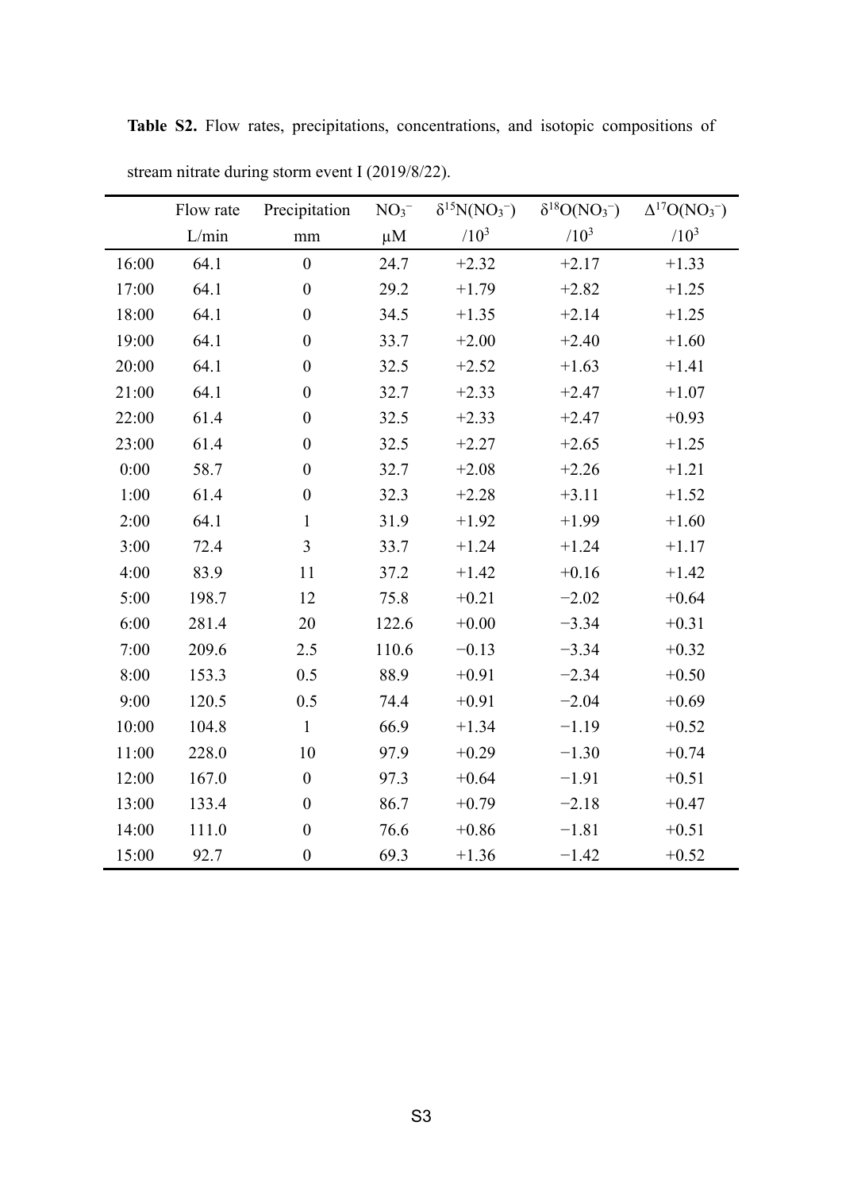**Table S2.** Flow rates, precipitations, concentrations, and isotopic compositions of stream nitrate during storm event I (2019/8/22).

| | Flow rate | Precipitation | $NO_3^-$ | $\delta^{15}N(NO_3^-)$ | $\delta^{18}O(NO_3^-)$ | $\Delta^{17}O(NO_3^-)$ |
|---|---|---|---|---|---|---|
| | L/min | mm | μM | $/10^3$ | $/10^3$ | $/10^3$ |
| 16:00 | 64.1 | 0 | 24.7 | +2.32 | +2.17 | +1.33 |
| 17:00 | 64.1 | 0 | 29.2 | +1.79 | +2.82 | +1.25 |
| 18:00 | 64.1 | 0 | 34.5 | +1.35 | +2.14 | +1.25 |
| 19:00 | 64.1 | 0 | 33.7 | +2.00 | +2.40 | +1.60 |
| 20:00 | 64.1 | 0 | 32.5 | +2.52 | +1.63 | +1.41 |
| 21:00 | 64.1 | 0 | 32.7 | +2.33 | +2.47 | +1.07 |
| 22:00 | 61.4 | 0 | 32.5 | +2.33 | +2.47 | +0.93 |
| 23:00 | 61.4 | 0 | 32.5 | +2.27 | +2.65 | +1.25 |
| 0:00 | 58.7 | 0 | 32.7 | +2.08 | +2.26 | +1.21 |
| 1:00 | 61.4 | 0 | 32.3 | +2.28 | +3.11 | +1.52 |
| 2:00 | 64.1 | 1 | 31.9 | +1.92 | +1.99 | +1.60 |
| 3:00 | 72.4 | 3 | 33.7 | +1.24 | +1.24 | +1.17 |
| 4:00 | 83.9 | 11 | 37.2 | +1.42 | +0.16 | +1.42 |
| 5:00 | 198.7 | 12 | 75.8 | +0.21 | −2.02 | +0.64 |
| 6:00 | 281.4 | 20 | 122.6 | +0.00 | −3.34 | +0.31 |
| 7:00 | 209.6 | 2.5 | 110.6 | −0.13 | −3.34 | +0.32 |
| 8:00 | 153.3 | 0.5 | 88.9 | +0.91 | −2.34 | +0.50 |
| 9:00 | 120.5 | 0.5 | 74.4 | +0.91 | −2.04 | +0.69 |
| 10:00 | 104.8 | 1 | 66.9 | +1.34 | −1.19 | +0.52 |
| 11:00 | 228.0 | 10 | 97.9 | +0.29 | −1.30 | +0.74 |
| 12:00 | 167.0 | 0 | 97.3 | +0.64 | −1.91 | +0.51 |
| 13:00 | 133.4 | 0 | 86.7 | +0.79 | −2.18 | +0.47 |
| 14:00 | 111.0 | 0 | 76.6 | +0.86 | −1.81 | +0.51 |
| 15:00 | 92.7 | 0 | 69.3 | +1.36 | −1.42 | +0.52 |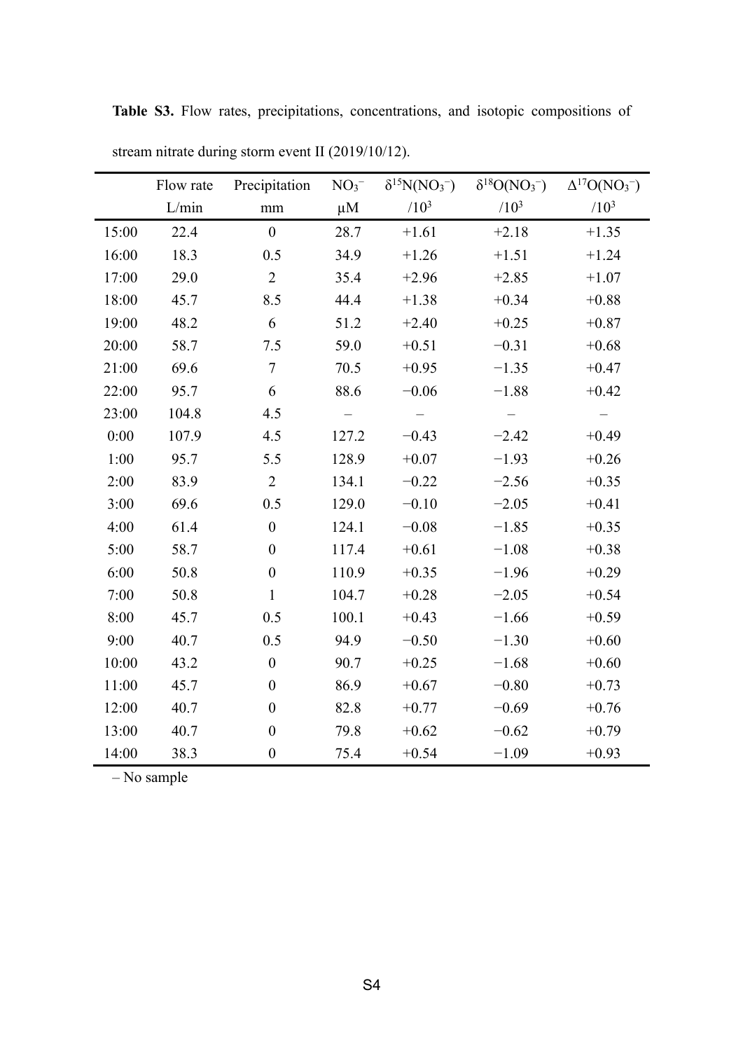**Table S3.** Flow rates, precipitations, concentrations, and isotopic compositions of stream nitrate during storm event II (2019/10/12).

| | Flow rate | Precipitation | $NO_3^-$ | $\delta^{15}N(NO_3^-)$ | $\delta^{18}O(NO_3^-)$ | $\Delta^{17}O(NO_3^-)$ |
|---|---|---|---|---|---|---|
| | L/min | mm | μM | $/10^3$ | $/10^3$ | $/10^3$ |
| 15:00 | 22.4 | 0 | 28.7 | +1.61 | +2.18 | +1.35 |
| 16:00 | 18.3 | 0.5 | 34.9 | +1.26 | +1.51 | +1.24 |
| 17:00 | 29.0 | 2 | 35.4 | +2.96 | +2.85 | +1.07 |
| 18:00 | 45.7 | 8.5 | 44.4 | +1.38 | +0.34 | +0.88 |
| 19:00 | 48.2 | 6 | 51.2 | +2.40 | +0.25 | +0.87 |
| 20:00 | 58.7 | 7.5 | 59.0 | +0.51 | −0.31 | +0.68 |
| 21:00 | 69.6 | 7 | 70.5 | +0.95 | −1.35 | +0.47 |
| 22:00 | 95.7 | 6 | 88.6 | −0.06 | −1.88 | +0.42 |
| 23:00 | 104.8 | 4.5 | – | – | – | – |
| 0:00 | 107.9 | 4.5 | 127.2 | −0.43 | −2.42 | +0.49 |
| 1:00 | 95.7 | 5.5 | 128.9 | +0.07 | −1.93 | +0.26 |
| 2:00 | 83.9 | 2 | 134.1 | −0.22 | −2.56 | +0.35 |
| 3:00 | 69.6 | 0.5 | 129.0 | −0.10 | −2.05 | +0.41 |
| 4:00 | 61.4 | 0 | 124.1 | −0.08 | −1.85 | +0.35 |
| 5:00 | 58.7 | 0 | 117.4 | +0.61 | −1.08 | +0.38 |
| 6:00 | 50.8 | 0 | 110.9 | +0.35 | −1.96 | +0.29 |
| 7:00 | 50.8 | 1 | 104.7 | +0.28 | −2.05 | +0.54 |
| 8:00 | 45.7 | 0.5 | 100.1 | +0.43 | −1.66 | +0.59 |
| 9:00 | 40.7 | 0.5 | 94.9 | −0.50 | −1.30 | +0.60 |
| 10:00 | 43.2 | 0 | 90.7 | +0.25 | −1.68 | +0.60 |
| 11:00 | 45.7 | 0 | 86.9 | +0.67 | −0.80 | +0.73 |
| 12:00 | 40.7 | 0 | 82.8 | +0.77 | −0.69 | +0.76 |
| 13:00 | 40.7 | 0 | 79.8 | +0.62 | −0.62 | +0.79 |
| 14:00 | 38.3 | 0 | 75.4 | +0.54 | −1.09 | +0.93 |

– No sample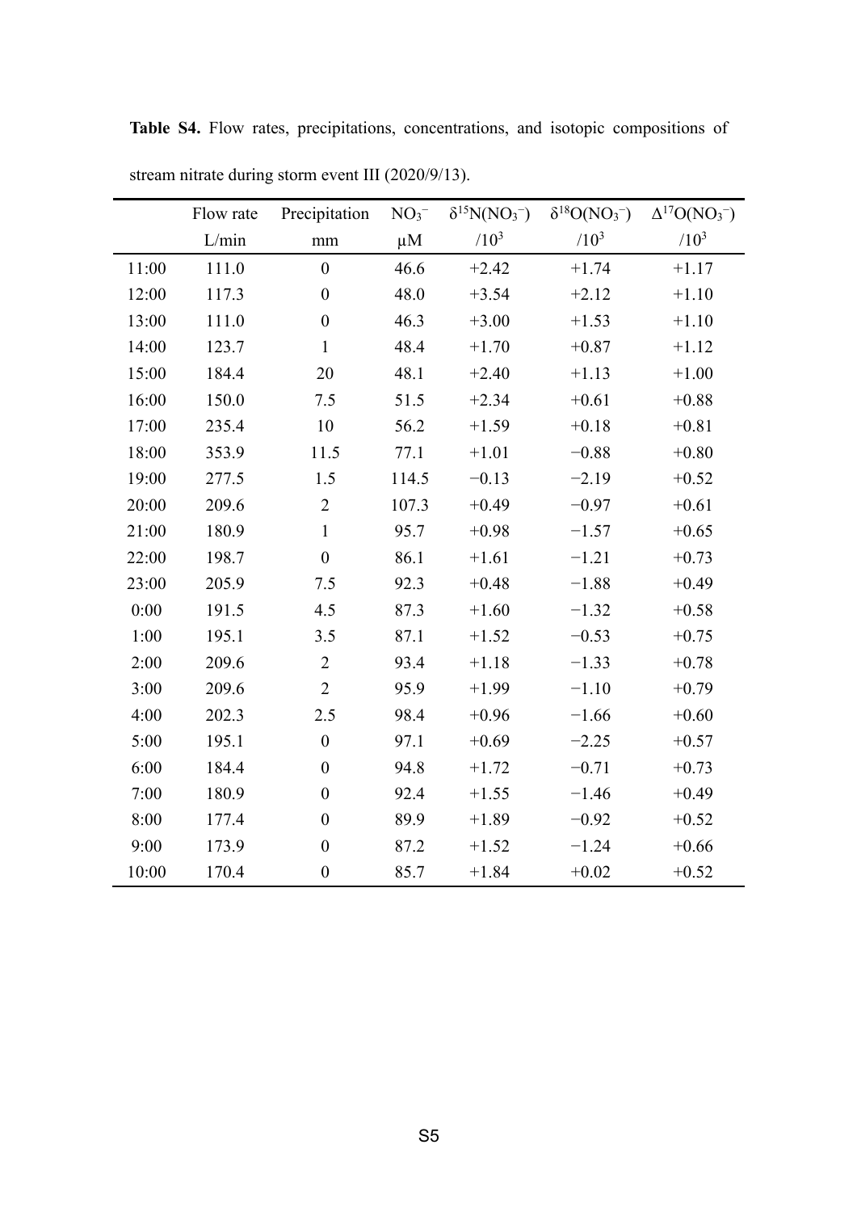**Table S4.** Flow rates, precipitations, concentrations, and isotopic compositions of stream nitrate during storm event III (2020/9/13).

| | Flow rate | Precipitation | $NO_3^-$ | $\delta^{15}N(NO_3^-)$ | $\delta^{18}O(NO_3^-)$ | $\Delta^{17}O(NO_3^-)$ |
|---|---|---|---|---|---|---|
| | L/min | mm | μM | $/10^3$ | $/10^3$ | $/10^3$ |
| 11:00 | 111.0 | 0 | 46.6 | +2.42 | +1.74 | +1.17 |
| 12:00 | 117.3 | 0 | 48.0 | +3.54 | +2.12 | +1.10 |
| 13:00 | 111.0 | 0 | 46.3 | +3.00 | +1.53 | +1.10 |
| 14:00 | 123.7 | 1 | 48.4 | +1.70 | +0.87 | +1.12 |
| 15:00 | 184.4 | 20 | 48.1 | +2.40 | +1.13 | +1.00 |
| 16:00 | 150.0 | 7.5 | 51.5 | +2.34 | +0.61 | +0.88 |
| 17:00 | 235.4 | 10 | 56.2 | +1.59 | +0.18 | +0.81 |
| 18:00 | 353.9 | 11.5 | 77.1 | +1.01 | −0.88 | +0.80 |
| 19:00 | 277.5 | 1.5 | 114.5 | −0.13 | −2.19 | +0.52 |
| 20:00 | 209.6 | 2 | 107.3 | +0.49 | −0.97 | +0.61 |
| 21:00 | 180.9 | 1 | 95.7 | +0.98 | −1.57 | +0.65 |
| 22:00 | 198.7 | 0 | 86.1 | +1.61 | −1.21 | +0.73 |
| 23:00 | 205.9 | 7.5 | 92.3 | +0.48 | −1.88 | +0.49 |
| 0:00 | 191.5 | 4.5 | 87.3 | +1.60 | −1.32 | +0.58 |
| 1:00 | 195.1 | 3.5 | 87.1 | +1.52 | −0.53 | +0.75 |
| 2:00 | 209.6 | 2 | 93.4 | +1.18 | −1.33 | +0.78 |
| 3:00 | 209.6 | 2 | 95.9 | +1.99 | −1.10 | +0.79 |
| 4:00 | 202.3 | 2.5 | 98.4 | +0.96 | −1.66 | +0.60 |
| 5:00 | 195.1 | 0 | 97.1 | +0.69 | −2.25 | +0.57 |
| 6:00 | 184.4 | 0 | 94.8 | +1.72 | −0.71 | +0.73 |
| 7:00 | 180.9 | 0 | 92.4 | +1.55 | −1.46 | +0.49 |
| 8:00 | 177.4 | 0 | 89.9 | +1.89 | −0.92 | +0.52 |
| 9:00 | 173.9 | 0 | 87.2 | +1.52 | −1.24 | +0.66 |
| 10:00 | 170.4 | 0 | 85.7 | +1.84 | +0.02 | +0.52 |